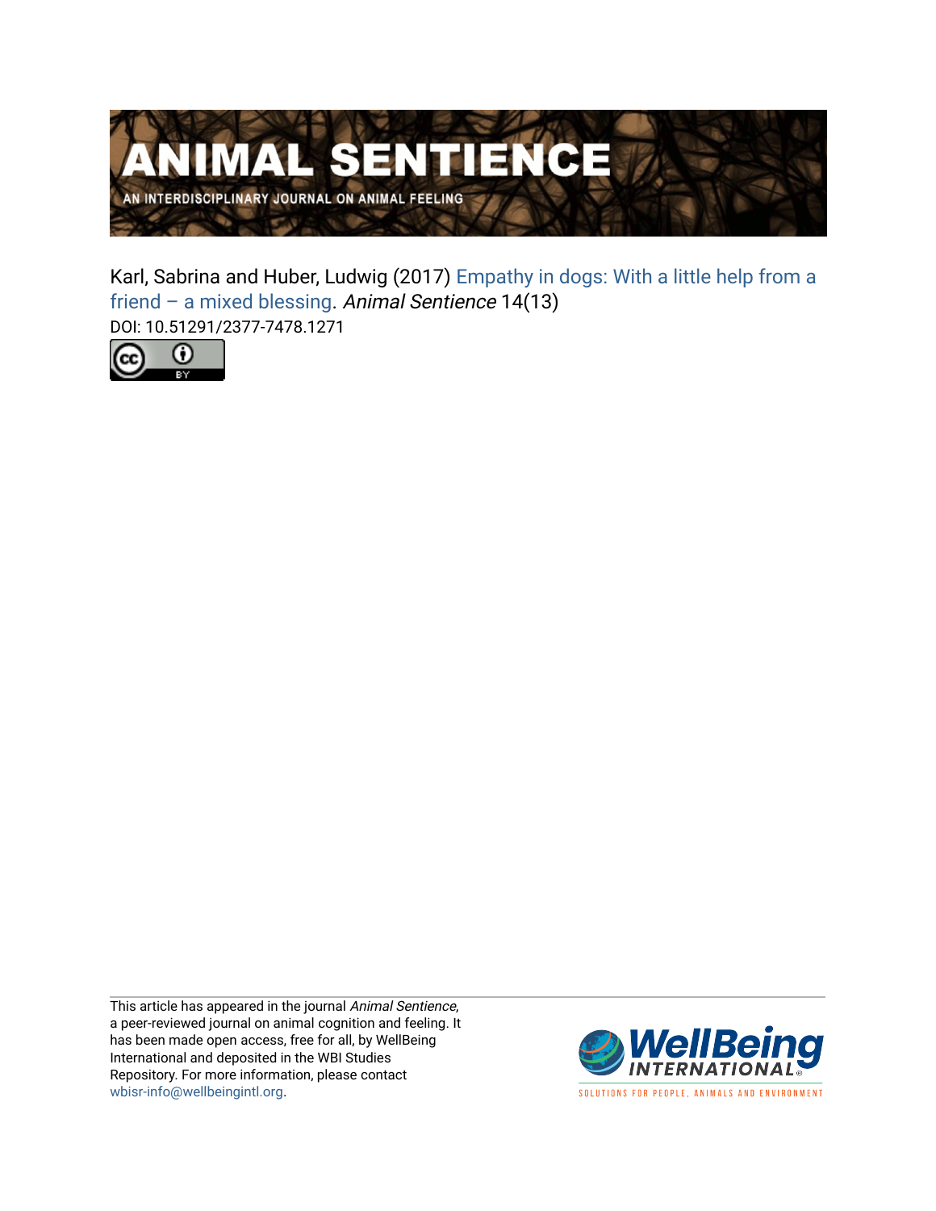# ANIMAL SENTIENCE

AN INTERDISCIPLINARY JOURNAL ON ANIMAL FEELING

Karl, Sabrina and Huber, Ludwig (2017) Empathy in dogs: With a little help from a friend – a mixed blessing. *Animal Sentience* 14(13)

DOI: 10.51291/2377-7478.1271

This article has appeared in the journal *Animal Sentience*, a peer-reviewed journal on animal cognition and feeling. It has been made open access, free for all, by WellBeing International and deposited in the WBI Studies Repository. For more information, please contact wbisr-info@wellbeingintl.org.

WellBeing INTERNATIONAL

SOLUTIONS FOR PEOPLE, ANIMALS AND ENVIRONMENT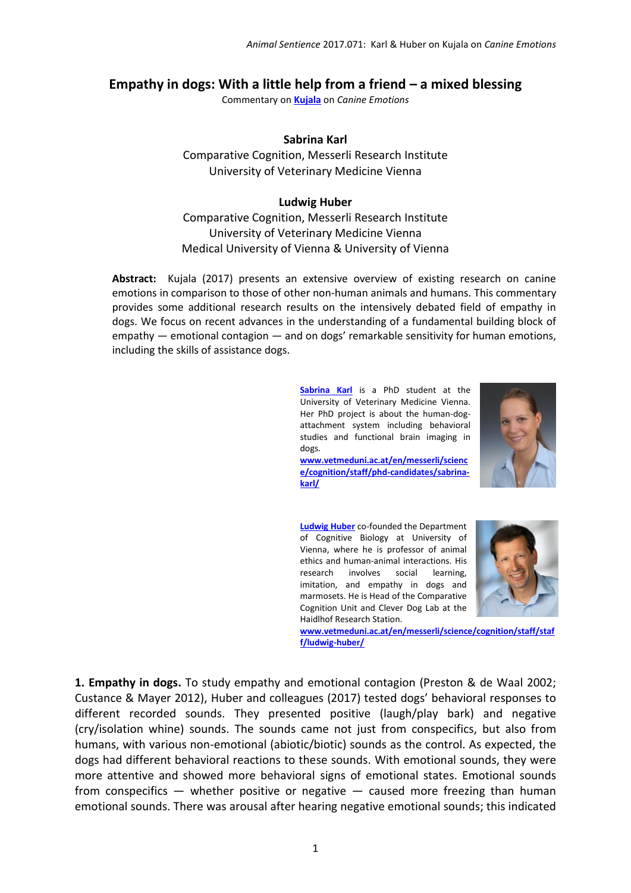# Empathy in dogs: With a little help from a friend – a mixed blessing

Commentary on **Kujala** on *Canine Emotions*

**Sabrina Karl**
Comparative Cognition, Messerli Research Institute
University of Veterinary Medicine Vienna

**Ludwig Huber**
Comparative Cognition, Messerli Research Institute
University of Veterinary Medicine Vienna
Medical University of Vienna & University of Vienna

**Abstract:** Kujala (2017) presents an extensive overview of existing research on canine emotions in comparison to those of other non-human animals and humans. This commentary provides some additional research results on the intensively debated field of empathy in dogs. We focus on recent advances in the understanding of a fundamental building block of empathy — emotional contagion — and on dogs' remarkable sensitivity for human emotions, including the skills of assistance dogs.

**Sabrina Karl** is a PhD student at the University of Veterinary Medicine Vienna. Her PhD project is about the human-dog-attachment system including behavioral studies and functional brain imaging in dogs.
www.vetmeduni.ac.at/en/messerli/science/cognition/staff/phd-candidates/sabrina-karl/

**Ludwig Huber** co-founded the Department of Cognitive Biology at University of Vienna, where he is professor of animal ethics and human-animal interactions. His research involves social learning, imitation, and empathy in dogs and marmosets. He is Head of the Comparative Cognition Unit and Clever Dog Lab at the Haidlhof Research Station.
www.vetmeduni.ac.at/en/messerli/science/cognition/staff/staff/ludwig-huber/

**1. Empathy in dogs.** To study empathy and emotional contagion (Preston & de Waal 2002; Custance & Mayer 2012), Huber and colleagues (2017) tested dogs' behavioral responses to different recorded sounds. They presented positive (laugh/play bark) and negative (cry/isolation whine) sounds. The sounds came not just from conspecifics, but also from humans, with various non-emotional (abiotic/biotic) sounds as the control. As expected, the dogs had different behavioral reactions to these sounds. With emotional sounds, they were more attentive and showed more behavioral signs of emotional states. Emotional sounds from conspecifics — whether positive or negative — caused more freezing than human emotional sounds. There was arousal after hearing negative emotional sounds; this indicated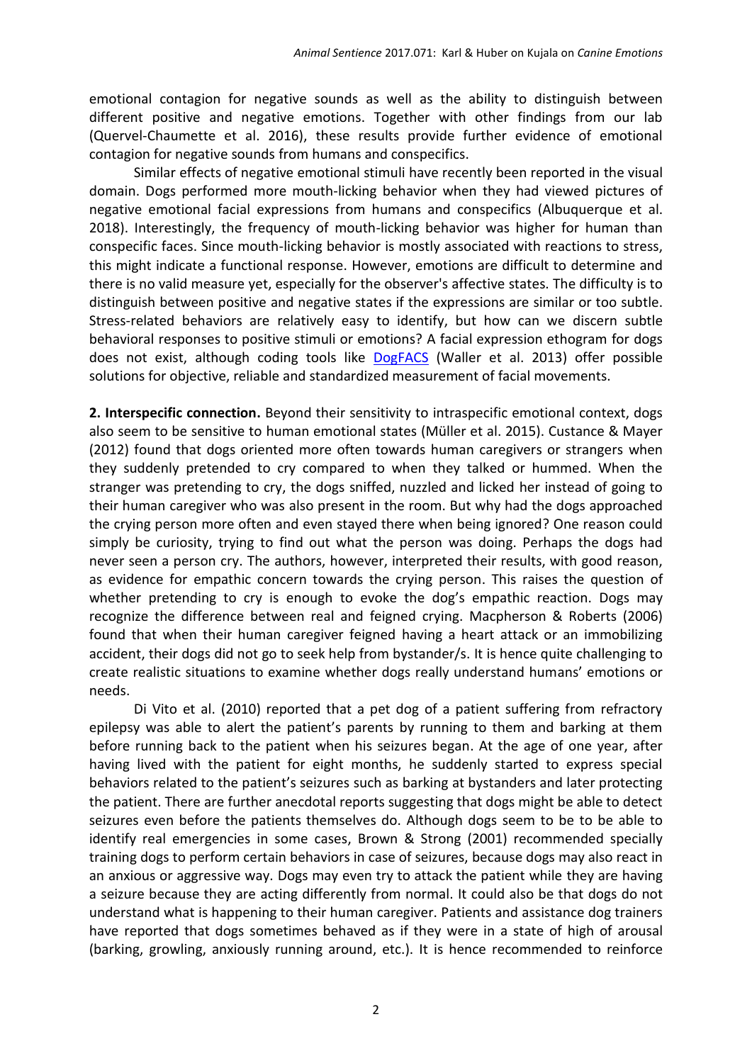emotional contagion for negative sounds as well as the ability to distinguish between different positive and negative emotions. Together with other findings from our lab (Quervel-Chaumette et al. 2016), these results provide further evidence of emotional contagion for negative sounds from humans and conspecifics.

Similar effects of negative emotional stimuli have recently been reported in the visual domain. Dogs performed more mouth-licking behavior when they had viewed pictures of negative emotional facial expressions from humans and conspecifics (Albuquerque et al. 2018). Interestingly, the frequency of mouth-licking behavior was higher for human than conspecific faces. Since mouth-licking behavior is mostly associated with reactions to stress, this might indicate a functional response. However, emotions are difficult to determine and there is no valid measure yet, especially for the observer's affective states. The difficulty is to distinguish between positive and negative states if the expressions are similar or too subtle. Stress-related behaviors are relatively easy to identify, but how can we discern subtle behavioral responses to positive stimuli or emotions? A facial expression ethogram for dogs does not exist, although coding tools like DogFACS (Waller et al. 2013) offer possible solutions for objective, reliable and standardized measurement of facial movements.

**2. Interspecific connection.** Beyond their sensitivity to intraspecific emotional context, dogs also seem to be sensitive to human emotional states (Müller et al. 2015). Custance & Mayer (2012) found that dogs oriented more often towards human caregivers or strangers when they suddenly pretended to cry compared to when they talked or hummed. When the stranger was pretending to cry, the dogs sniffed, nuzzled and licked her instead of going to their human caregiver who was also present in the room. But why had the dogs approached the crying person more often and even stayed there when being ignored? One reason could simply be curiosity, trying to find out what the person was doing. Perhaps the dogs had never seen a person cry. The authors, however, interpreted their results, with good reason, as evidence for empathic concern towards the crying person. This raises the question of whether pretending to cry is enough to evoke the dog's empathic reaction. Dogs may recognize the difference between real and feigned crying. Macpherson & Roberts (2006) found that when their human caregiver feigned having a heart attack or an immobilizing accident, their dogs did not go to seek help from bystander/s. It is hence quite challenging to create realistic situations to examine whether dogs really understand humans' emotions or needs.

Di Vito et al. (2010) reported that a pet dog of a patient suffering from refractory epilepsy was able to alert the patient's parents by running to them and barking at them before running back to the patient when his seizures began. At the age of one year, after having lived with the patient for eight months, he suddenly started to express special behaviors related to the patient's seizures such as barking at bystanders and later protecting the patient. There are further anecdotal reports suggesting that dogs might be able to detect seizures even before the patients themselves do. Although dogs seem to be to be able to identify real emergencies in some cases, Brown & Strong (2001) recommended specially training dogs to perform certain behaviors in case of seizures, because dogs may also react in an anxious or aggressive way. Dogs may even try to attack the patient while they are having a seizure because they are acting differently from normal. It could also be that dogs do not understand what is happening to their human caregiver. Patients and assistance dog trainers have reported that dogs sometimes behaved as if they were in a state of high of arousal (barking, growling, anxiously running around, etc.). It is hence recommended to reinforce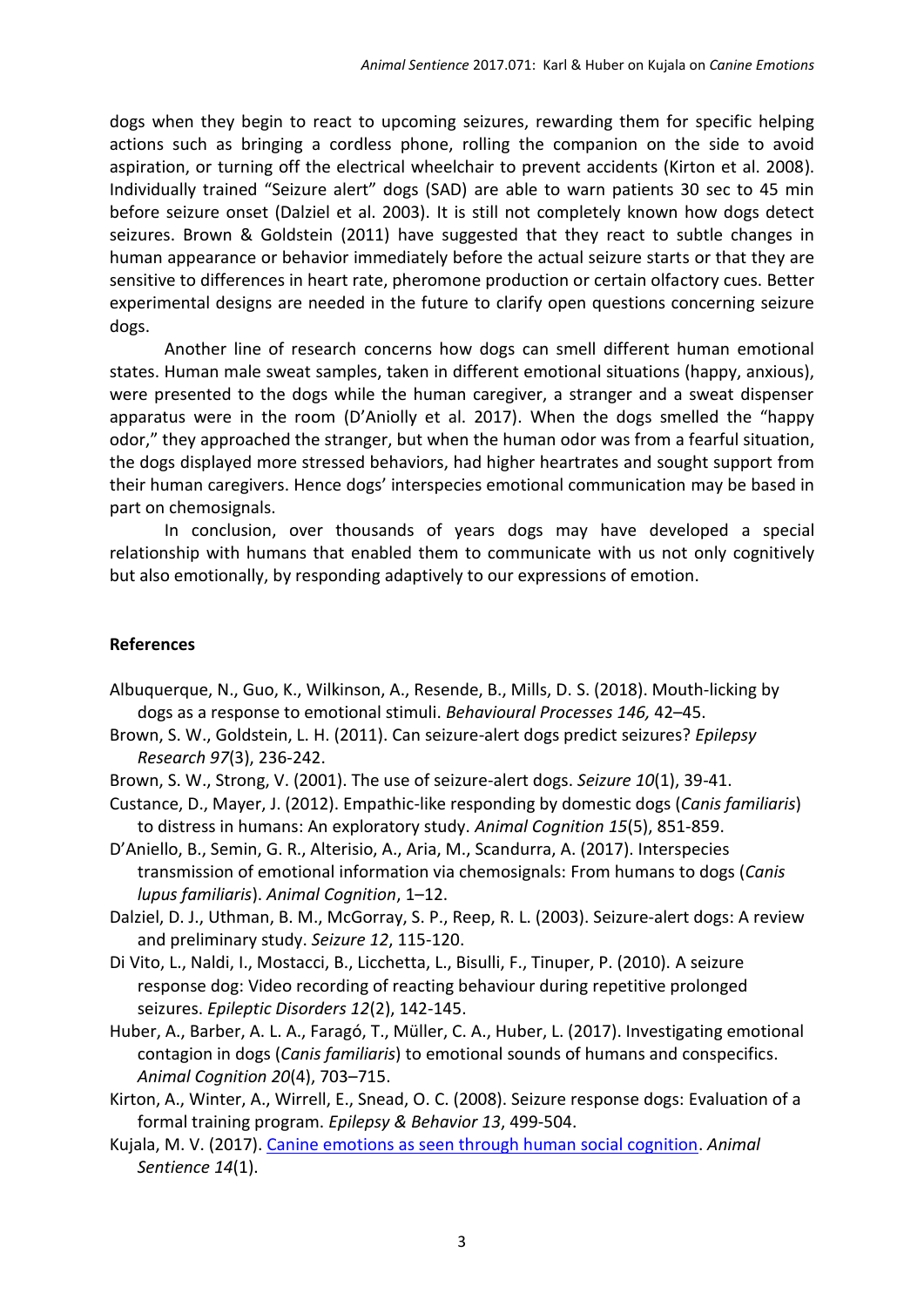dogs when they begin to react to upcoming seizures, rewarding them for specific helping actions such as bringing a cordless phone, rolling the companion on the side to avoid aspiration, or turning off the electrical wheelchair to prevent accidents (Kirton et al. 2008). Individually trained "Seizure alert" dogs (SAD) are able to warn patients 30 sec to 45 min before seizure onset (Dalziel et al. 2003). It is still not completely known how dogs detect seizures. Brown & Goldstein (2011) have suggested that they react to subtle changes in human appearance or behavior immediately before the actual seizure starts or that they are sensitive to differences in heart rate, pheromone production or certain olfactory cues. Better experimental designs are needed in the future to clarify open questions concerning seizure dogs.

Another line of research concerns how dogs can smell different human emotional states. Human male sweat samples, taken in different emotional situations (happy, anxious), were presented to the dogs while the human caregiver, a stranger and a sweat dispenser apparatus were in the room (D'Aniolly et al. 2017). When the dogs smelled the "happy odor," they approached the stranger, but when the human odor was from a fearful situation, the dogs displayed more stressed behaviors, had higher heartrates and sought support from their human caregivers. Hence dogs' interspecies emotional communication may be based in part on chemosignals.

In conclusion, over thousands of years dogs may have developed a special relationship with humans that enabled them to communicate with us not only cognitively but also emotionally, by responding adaptively to our expressions of emotion.

## References

Albuquerque, N., Guo, K., Wilkinson, A., Resende, B., Mills, D. S. (2018). Mouth-licking by dogs as a response to emotional stimuli. *Behavioural Processes 146,* 42–45.

Brown, S. W., Goldstein, L. H. (2011). Can seizure-alert dogs predict seizures? *Epilepsy Research 97*(3), 236-242.

Brown, S. W., Strong, V. (2001). The use of seizure-alert dogs. *Seizure 10*(1), 39-41.

Custance, D., Mayer, J. (2012). Empathic-like responding by domestic dogs (*Canis familiaris*) to distress in humans: An exploratory study. *Animal Cognition 15*(5), 851-859.

D'Aniello, B., Semin, G. R., Alterisio, A., Aria, M., Scandurra, A. (2017). Interspecies transmission of emotional information via chemosignals: From humans to dogs (*Canis lupus familiaris*). *Animal Cognition*, 1–12.

Dalziel, D. J., Uthman, B. M., McGorray, S. P., Reep, R. L. (2003). Seizure-alert dogs: A review and preliminary study. *Seizure 12*, 115-120.

Di Vito, L., Naldi, I., Mostacci, B., Licchetta, L., Bisulli, F., Tinuper, P. (2010). A seizure response dog: Video recording of reacting behaviour during repetitive prolonged seizures. *Epileptic Disorders 12*(2), 142-145.

Huber, A., Barber, A. L. A., Faragó, T., Müller, C. A., Huber, L. (2017). Investigating emotional contagion in dogs (*Canis familiaris*) to emotional sounds of humans and conspecifics. *Animal Cognition 20*(4), 703–715.

Kirton, A., Winter, A., Wirrell, E., Snead, O. C. (2008). Seizure response dogs: Evaluation of a formal training program. *Epilepsy & Behavior 13*, 499-504.

Kujala, M. V. (2017). Canine emotions as seen through human social cognition. *Animal Sentience 14*(1).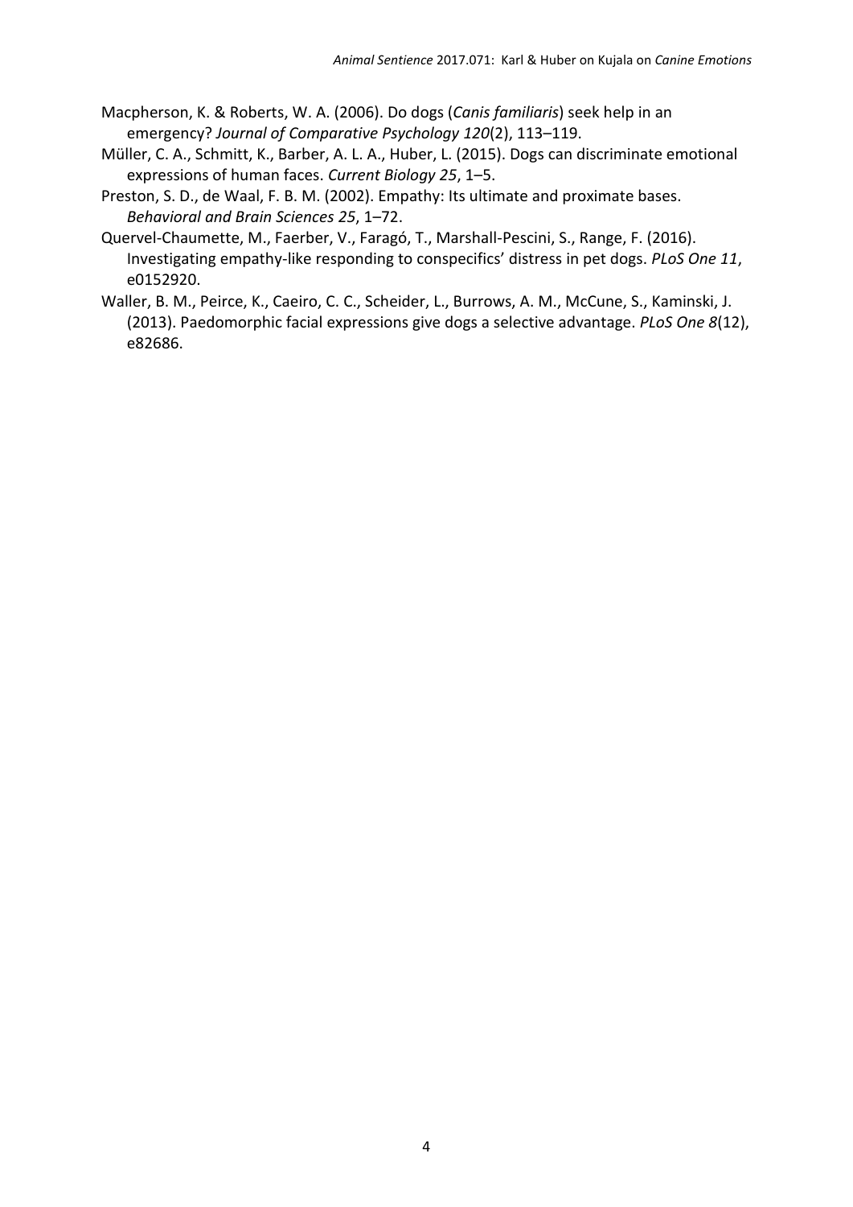Macpherson, K. & Roberts, W. A. (2006). Do dogs (*Canis familiaris*) seek help in an emergency? *Journal of Comparative Psychology 120*(2), 113–119.

Müller, C. A., Schmitt, K., Barber, A. L. A., Huber, L. (2015). Dogs can discriminate emotional expressions of human faces. *Current Biology 25*, 1–5.

Preston, S. D., de Waal, F. B. M. (2002). Empathy: Its ultimate and proximate bases. *Behavioral and Brain Sciences 25*, 1–72.

Quervel-Chaumette, M., Faerber, V., Faragó, T., Marshall-Pescini, S., Range, F. (2016). Investigating empathy-like responding to conspecifics' distress in pet dogs. *PLoS One 11*, e0152920.

Waller, B. M., Peirce, K., Caeiro, C. C., Scheider, L., Burrows, A. M., McCune, S., Kaminski, J. (2013). Paedomorphic facial expressions give dogs a selective advantage. *PLoS One 8*(12), e82686.